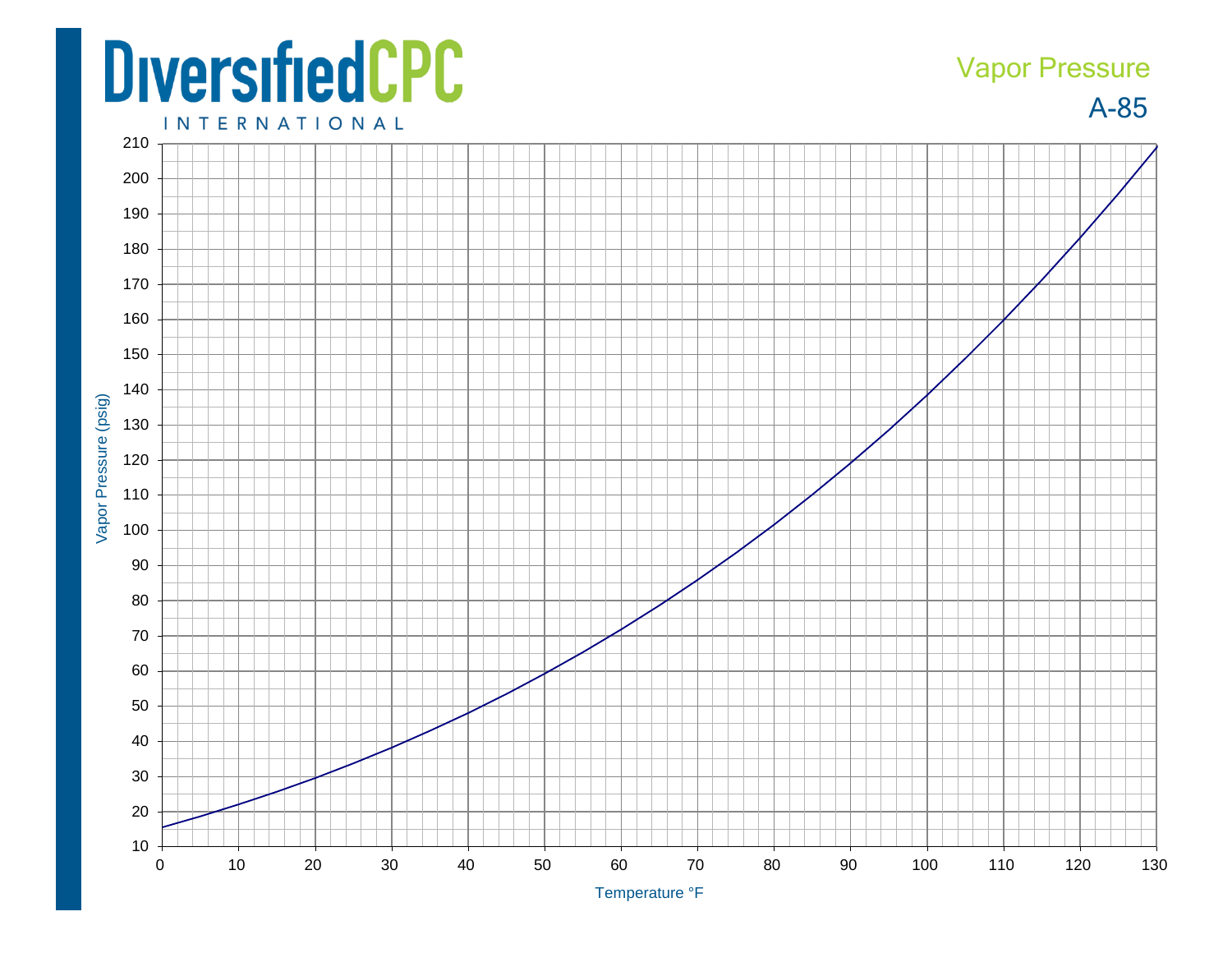# DiversifiedCPC INTERNATIONAL

## Vapor Pressure

## A-85

Vapor Pressure (psig)

Temperature °F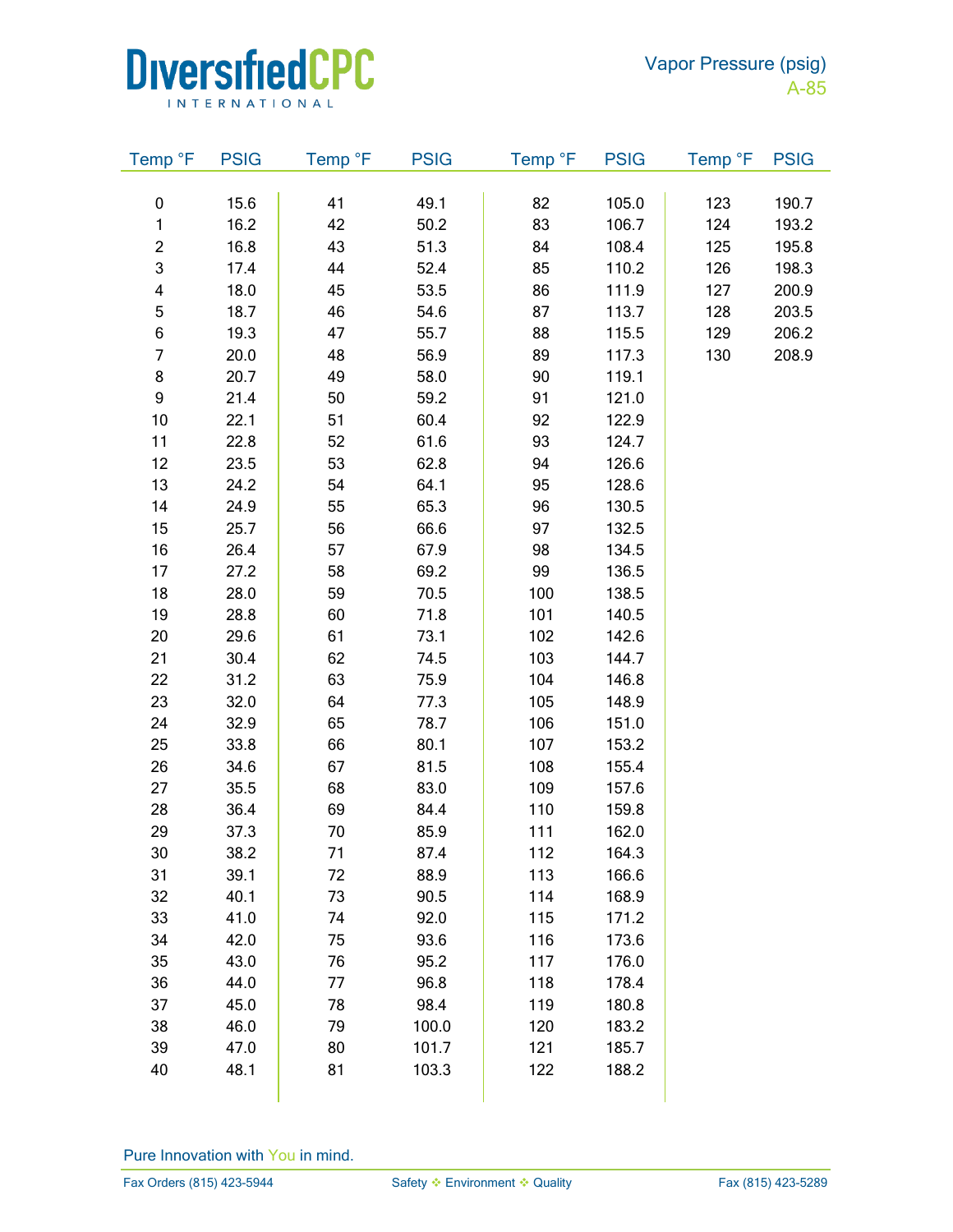DiversifiedCPC INTERNATIONAL

# Vapor Pressure (psig)

## A-85

| Temp °F | PSIG | Temp °F | PSIG | Temp °F | PSIG | Temp °F | PSIG |
|---|---|---|---|---|---|---|---|
| 0 | 15.6 | 41 | 49.1 | 82 | 105.0 | 123 | 190.7 |
| 1 | 16.2 | 42 | 50.2 | 83 | 106.7 | 124 | 193.2 |
| 2 | 16.8 | 43 | 51.3 | 84 | 108.4 | 125 | 195.8 |
| 3 | 17.4 | 44 | 52.4 | 85 | 110.2 | 126 | 198.3 |
| 4 | 18.0 | 45 | 53.5 | 86 | 111.9 | 127 | 200.9 |
| 5 | 18.7 | 46 | 54.6 | 87 | 113.7 | 128 | 203.5 |
| 6 | 19.3 | 47 | 55.7 | 88 | 115.5 | 129 | 206.2 |
| 7 | 20.0 | 48 | 56.9 | 89 | 117.3 | 130 | 208.9 |
| 8 | 20.7 | 49 | 58.0 | 90 | 119.1 | | |
| 9 | 21.4 | 50 | 59.2 | 91 | 121.0 | | |
| 10 | 22.1 | 51 | 60.4 | 92 | 122.9 | | |
| 11 | 22.8 | 52 | 61.6 | 93 | 124.7 | | |
| 12 | 23.5 | 53 | 62.8 | 94 | 126.6 | | |
| 13 | 24.2 | 54 | 64.1 | 95 | 128.6 | | |
| 14 | 24.9 | 55 | 65.3 | 96 | 130.5 | | |
| 15 | 25.7 | 56 | 66.6 | 97 | 132.5 | | |
| 16 | 26.4 | 57 | 67.9 | 98 | 134.5 | | |
| 17 | 27.2 | 58 | 69.2 | 99 | 136.5 | | |
| 18 | 28.0 | 59 | 70.5 | 100 | 138.5 | | |
| 19 | 28.8 | 60 | 71.8 | 101 | 140.5 | | |
| 20 | 29.6 | 61 | 73.1 | 102 | 142.6 | | |
| 21 | 30.4 | 62 | 74.5 | 103 | 144.7 | | |
| 22 | 31.2 | 63 | 75.9 | 104 | 146.8 | | |
| 23 | 32.0 | 64 | 77.3 | 105 | 148.9 | | |
| 24 | 32.9 | 65 | 78.7 | 106 | 151.0 | | |
| 25 | 33.8 | 66 | 80.1 | 107 | 153.2 | | |
| 26 | 34.6 | 67 | 81.5 | 108 | 155.4 | | |
| 27 | 35.5 | 68 | 83.0 | 109 | 157.6 | | |
| 28 | 36.4 | 69 | 84.4 | 110 | 159.8 | | |
| 29 | 37.3 | 70 | 85.9 | 111 | 162.0 | | |
| 30 | 38.2 | 71 | 87.4 | 112 | 164.3 | | |
| 31 | 39.1 | 72 | 88.9 | 113 | 166.6 | | |
| 32 | 40.1 | 73 | 90.5 | 114 | 168.9 | | |
| 33 | 41.0 | 74 | 92.0 | 115 | 171.2 | | |
| 34 | 42.0 | 75 | 93.6 | 116 | 173.6 | | |
| 35 | 43.0 | 76 | 95.2 | 117 | 176.0 | | |
| 36 | 44.0 | 77 | 96.8 | 118 | 178.4 | | |
| 37 | 45.0 | 78 | 98.4 | 119 | 180.8 | | |
| 38 | 46.0 | 79 | 100.0 | 120 | 183.2 | | |
| 39 | 47.0 | 80 | 101.7 | 121 | 185.7 | | |
| 40 | 48.1 | 81 | 103.3 | 122 | 188.2 | | |

Pure Innovation with You in mind.

Fax Orders (815) 423-5944 | Safety ✣ Environment ✣ Quality | Fax (815) 423-5289